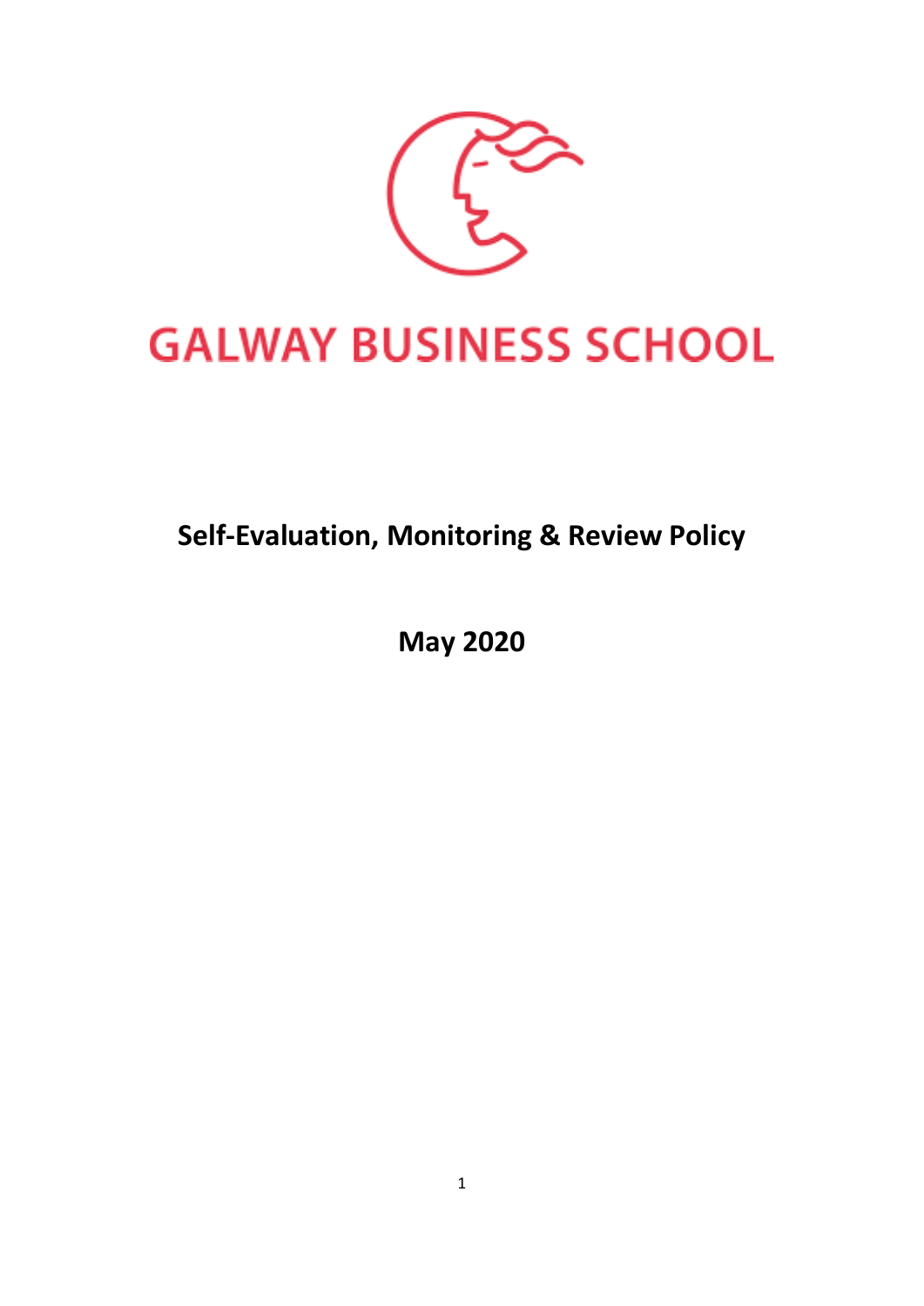# GALWAY BUSINESS SCHOOL

## Self-Evaluation, Monitoring & Review Policy

## May 2020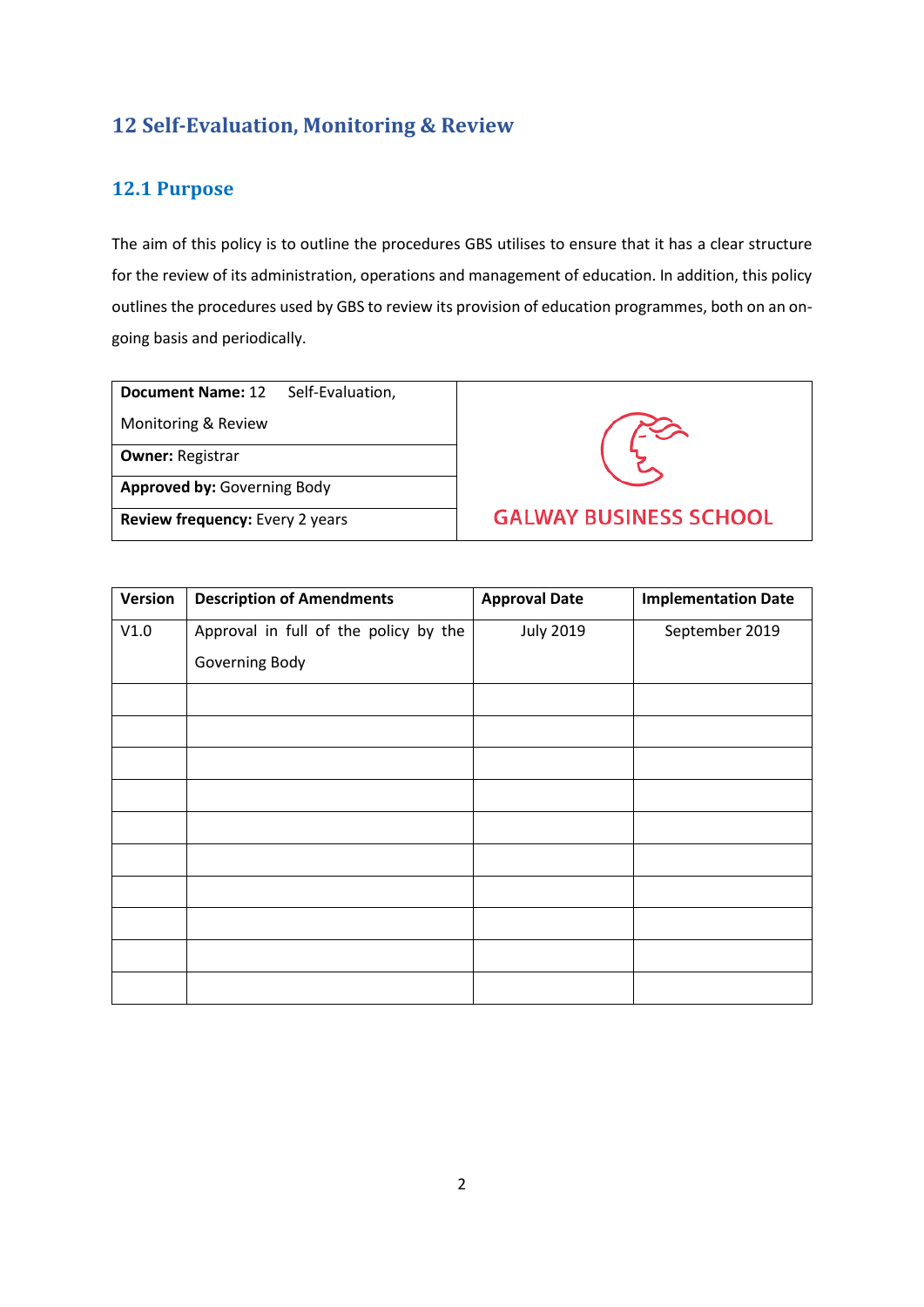## 12 Self-Evaluation, Monitoring & Review

### 12.1 Purpose

The aim of this policy is to outline the procedures GBS utilises to ensure that it has a clear structure for the review of its administration, operations and management of education. In addition, this policy outlines the procedures used by GBS to review its provision of education programmes, both on an on-going basis and periodically.

| | |
|---|---|
| **Document Name:** 12 Self-Evaluation, Monitoring & Review | GALWAY BUSINESS SCHOOL |
| **Owner:** Registrar | |
| **Approved by:** Governing Body | |
| **Review frequency:** Every 2 years | |

| Version | Description of Amendments | Approval Date | Implementation Date |
|---|---|---|---|
| V1.0 | Approval in full of the policy by the Governing Body | July 2019 | September 2019 |
| | | | |
| | | | |
| | | | |
| | | | |
| | | | |
| | | | |
| | | | |
| | | | |
| | | | |
| | | | |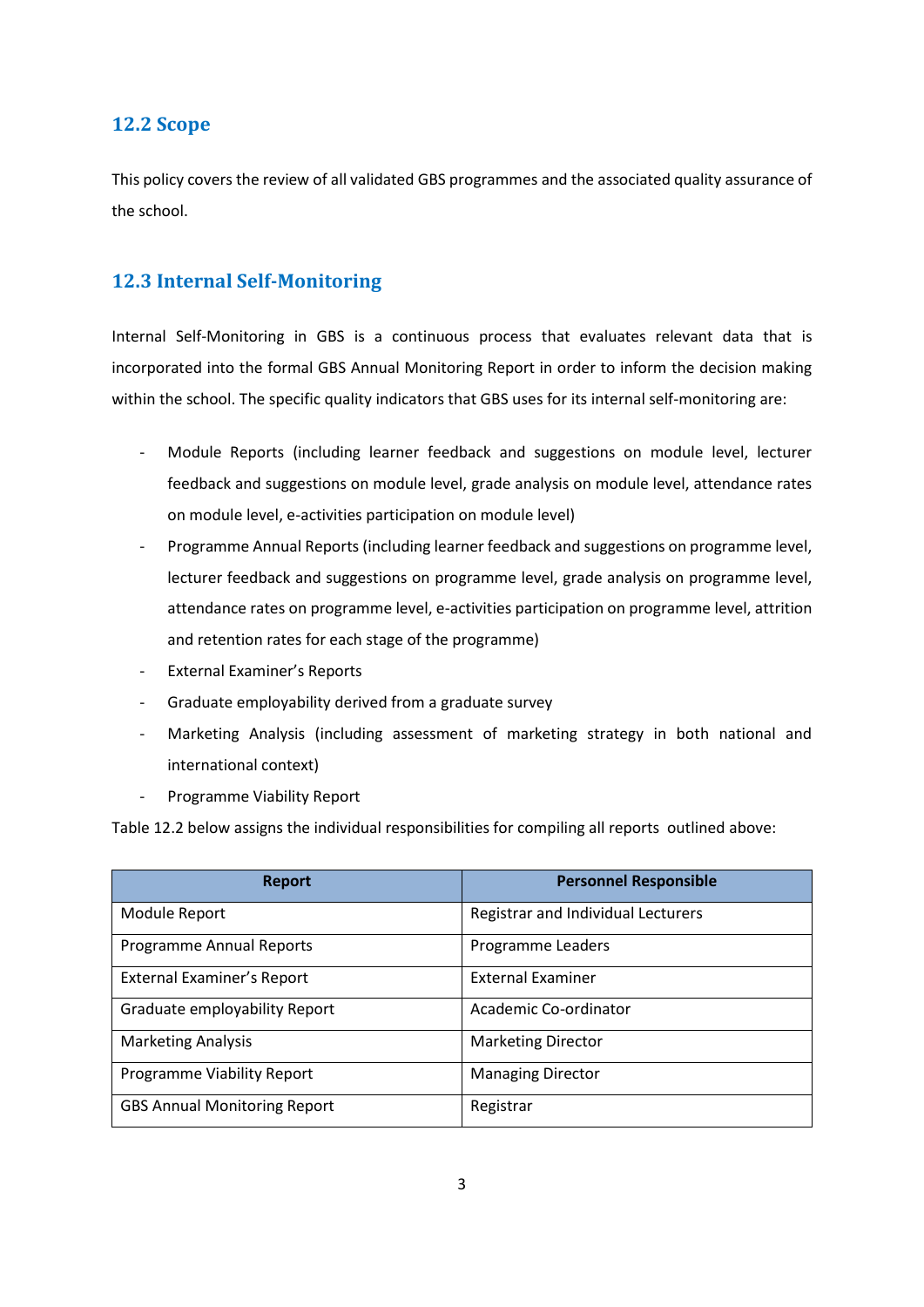## 12.2 Scope

This policy covers the review of all validated GBS programmes and the associated quality assurance of the school.

## 12.3 Internal Self-Monitoring

Internal Self-Monitoring in GBS is a continuous process that evaluates relevant data that is incorporated into the formal GBS Annual Monitoring Report in order to inform the decision making within the school. The specific quality indicators that GBS uses for its internal self-monitoring are:

- Module Reports (including learner feedback and suggestions on module level, lecturer feedback and suggestions on module level, grade analysis on module level, attendance rates on module level, e-activities participation on module level)
- Programme Annual Reports (including learner feedback and suggestions on programme level, lecturer feedback and suggestions on programme level, grade analysis on programme level, attendance rates on programme level, e-activities participation on programme level, attrition and retention rates for each stage of the programme)
- External Examiner's Reports
- Graduate employability derived from a graduate survey
- Marketing Analysis (including assessment of marketing strategy in both national and international context)
- Programme Viability Report

Table 12.2 below assigns the individual responsibilities for compiling all reports outlined above:

| Report | Personnel Responsible |
|---|---|
| Module Report | Registrar and Individual Lecturers |
| Programme Annual Reports | Programme Leaders |
| External Examiner's Report | External Examiner |
| Graduate employability Report | Academic Co-ordinator |
| Marketing Analysis | Marketing Director |
| Programme Viability Report | Managing Director |
| GBS Annual Monitoring Report | Registrar |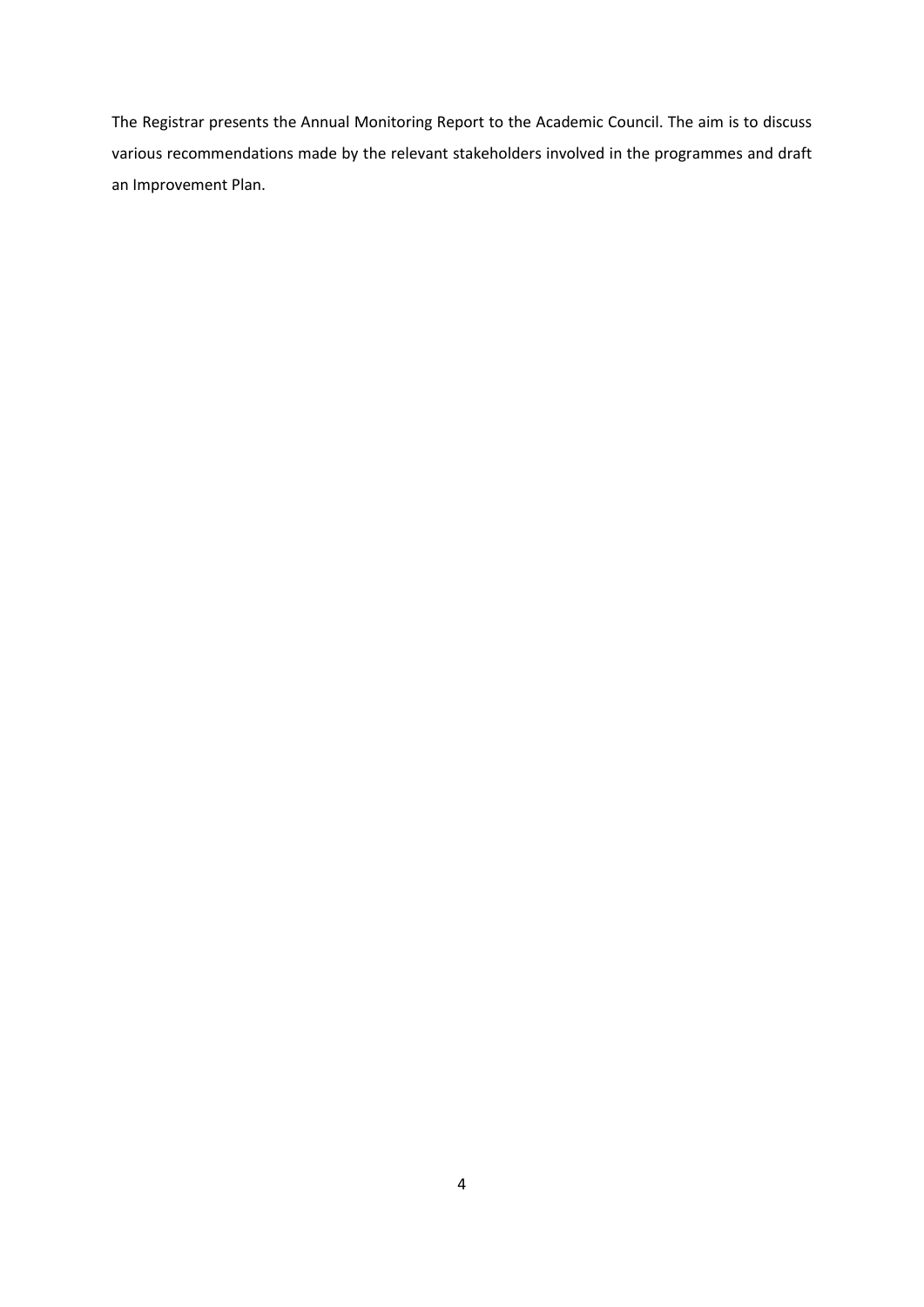The Registrar presents the Annual Monitoring Report to the Academic Council. The aim is to discuss various recommendations made by the relevant stakeholders involved in the programmes and draft an Improvement Plan.